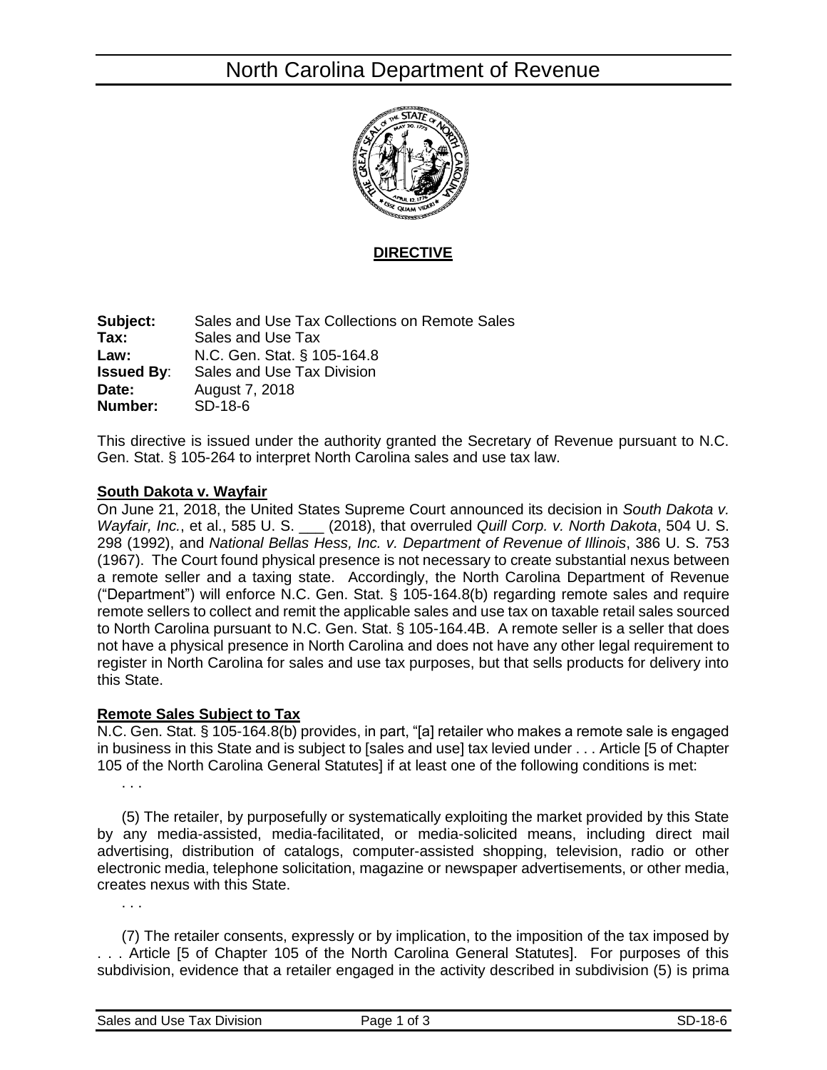# North Carolina Department of Revenue

**DIRECTIVE**

**Subject:** Sales and Use Tax Collections on Remote Sales
**Tax:** Sales and Use Tax
**Law:** N.C. Gen. Stat. § 105-164.8
**Issued By:** Sales and Use Tax Division
**Date:** August 7, 2018
**Number:** SD-18-6

This directive is issued under the authority granted the Secretary of Revenue pursuant to N.C. Gen. Stat. § 105-264 to interpret North Carolina sales and use tax law.

## South Dakota v. Wayfair

On June 21, 2018, the United States Supreme Court announced its decision in *South Dakota v. Wayfair, Inc.*, et al., 585 U. S. ___ (2018), that overruled *Quill Corp. v. North Dakota*, 504 U. S. 298 (1992), and *National Bellas Hess, Inc. v. Department of Revenue of Illinois*, 386 U. S. 753 (1967). The Court found physical presence is not necessary to create substantial nexus between a remote seller and a taxing state. Accordingly, the North Carolina Department of Revenue ("Department") will enforce N.C. Gen. Stat. § 105-164.8(b) regarding remote sales and require remote sellers to collect and remit the applicable sales and use tax on taxable retail sales sourced to North Carolina pursuant to N.C. Gen. Stat. § 105-164.4B. A remote seller is a seller that does not have a physical presence in North Carolina and does not have any other legal requirement to register in North Carolina for sales and use tax purposes, but that sells products for delivery into this State.

## Remote Sales Subject to Tax

N.C. Gen. Stat. § 105-164.8(b) provides, in part, "[a] retailer who makes a remote sale is engaged in business in this State and is subject to [sales and use] tax levied under . . . Article [5 of Chapter 105 of the North Carolina General Statutes] if at least one of the following conditions is met:

. . .

(5) The retailer, by purposefully or systematically exploiting the market provided by this State by any media-assisted, media-facilitated, or media-solicited means, including direct mail advertising, distribution of catalogs, computer-assisted shopping, television, radio or other electronic media, telephone solicitation, magazine or newspaper advertisements, or other media, creates nexus with this State.

. . .

(7) The retailer consents, expressly or by implication, to the imposition of the tax imposed by . . . Article [5 of Chapter 105 of the North Carolina General Statutes]. For purposes of this subdivision, evidence that a retailer engaged in the activity described in subdivision (5) is prima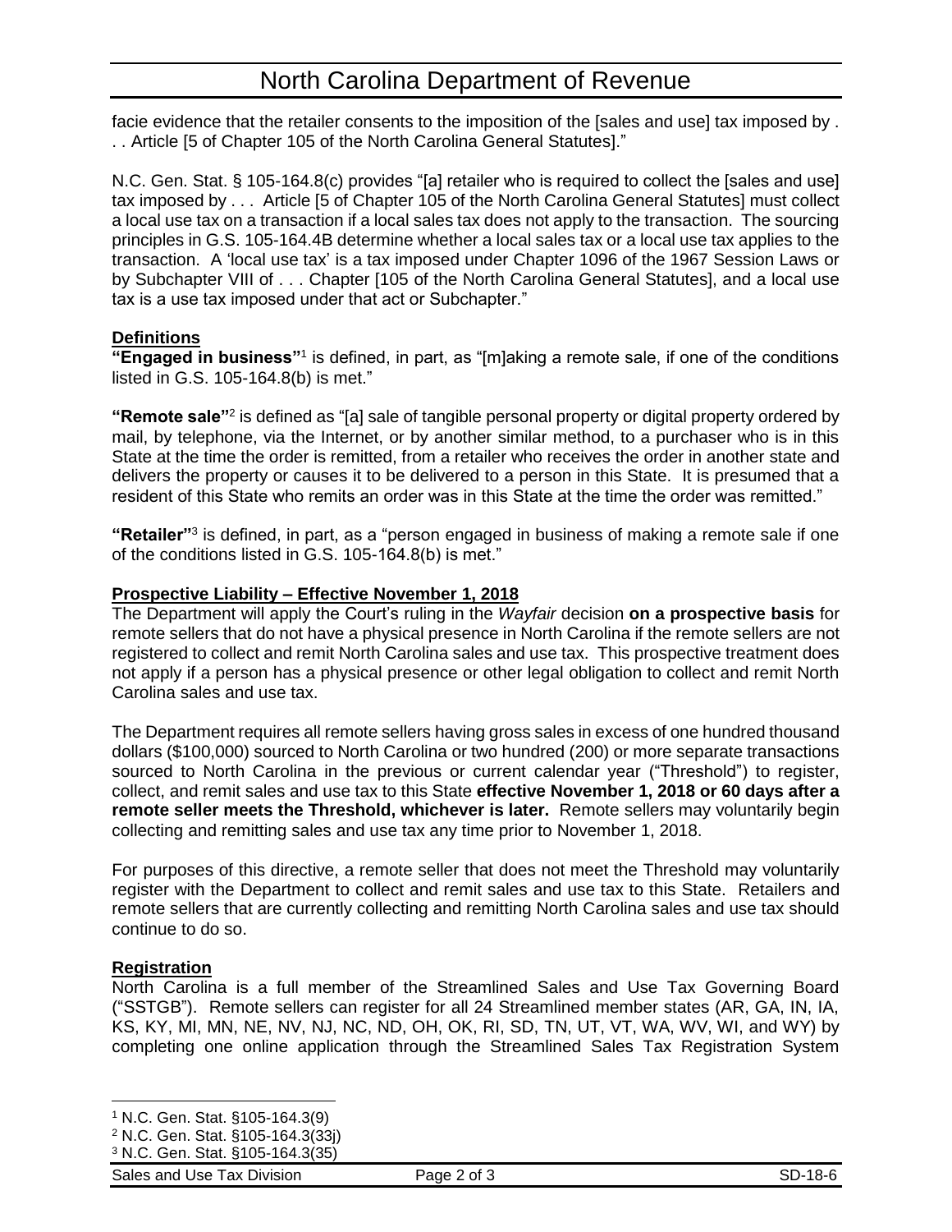facie evidence that the retailer consents to the imposition of the [sales and use] tax imposed by . . . Article [5 of Chapter 105 of the North Carolina General Statutes]."

N.C. Gen. Stat. § 105-164.8(c) provides "[a] retailer who is required to collect the [sales and use] tax imposed by . . . Article [5 of Chapter 105 of the North Carolina General Statutes] must collect a local use tax on a transaction if a local sales tax does not apply to the transaction. The sourcing principles in G.S. 105-164.4B determine whether a local sales tax or a local use tax applies to the transaction. A 'local use tax' is a tax imposed under Chapter 1096 of the 1967 Session Laws or by Subchapter VIII of . . . Chapter [105 of the North Carolina General Statutes], and a local use tax is a use tax imposed under that act or Subchapter."

## Definitions

**"Engaged in business"**[1] is defined, in part, as "[m]aking a remote sale, if one of the conditions listed in G.S. 105-164.8(b) is met."

**"Remote sale"**[2] is defined as "[a] sale of tangible personal property or digital property ordered by mail, by telephone, via the Internet, or by another similar method, to a purchaser who is in this State at the time the order is remitted, from a retailer who receives the order in another state and delivers the property or causes it to be delivered to a person in this State. It is presumed that a resident of this State who remits an order was in this State at the time the order was remitted."

**"Retailer"**[3] is defined, in part, as a "person engaged in business of making a remote sale if one of the conditions listed in G.S. 105-164.8(b) is met."

## Prospective Liability – Effective November 1, 2018

The Department will apply the Court's ruling in the *Wayfair* decision **on a prospective basis** for remote sellers that do not have a physical presence in North Carolina if the remote sellers are not registered to collect and remit North Carolina sales and use tax. This prospective treatment does not apply if a person has a physical presence or other legal obligation to collect and remit North Carolina sales and use tax.

The Department requires all remote sellers having gross sales in excess of one hundred thousand dollars ($100,000) sourced to North Carolina or two hundred (200) or more separate transactions sourced to North Carolina in the previous or current calendar year ("Threshold") to register, collect, and remit sales and use tax to this State **effective November 1, 2018 or 60 days after a remote seller meets the Threshold, whichever is later.** Remote sellers may voluntarily begin collecting and remitting sales and use tax any time prior to November 1, 2018.

For purposes of this directive, a remote seller that does not meet the Threshold may voluntarily register with the Department to collect and remit sales and use tax to this State. Retailers and remote sellers that are currently collecting and remitting North Carolina sales and use tax should continue to do so.

## Registration

North Carolina is a full member of the Streamlined Sales and Use Tax Governing Board ("SSTGB"). Remote sellers can register for all 24 Streamlined member states (AR, GA, IN, IA, KS, KY, MI, MN, NE, NV, NJ, NC, ND, OH, OK, RI, SD, TN, UT, VT, WA, WV, WI, and WY) by completing one online application through the Streamlined Sales Tax Registration System

---

[1] N.C. Gen. Stat. §105-164.3(9)

[2] N.C. Gen. Stat. §105-164.3(33j)

[3] N.C. Gen. Stat. §105-164.3(35)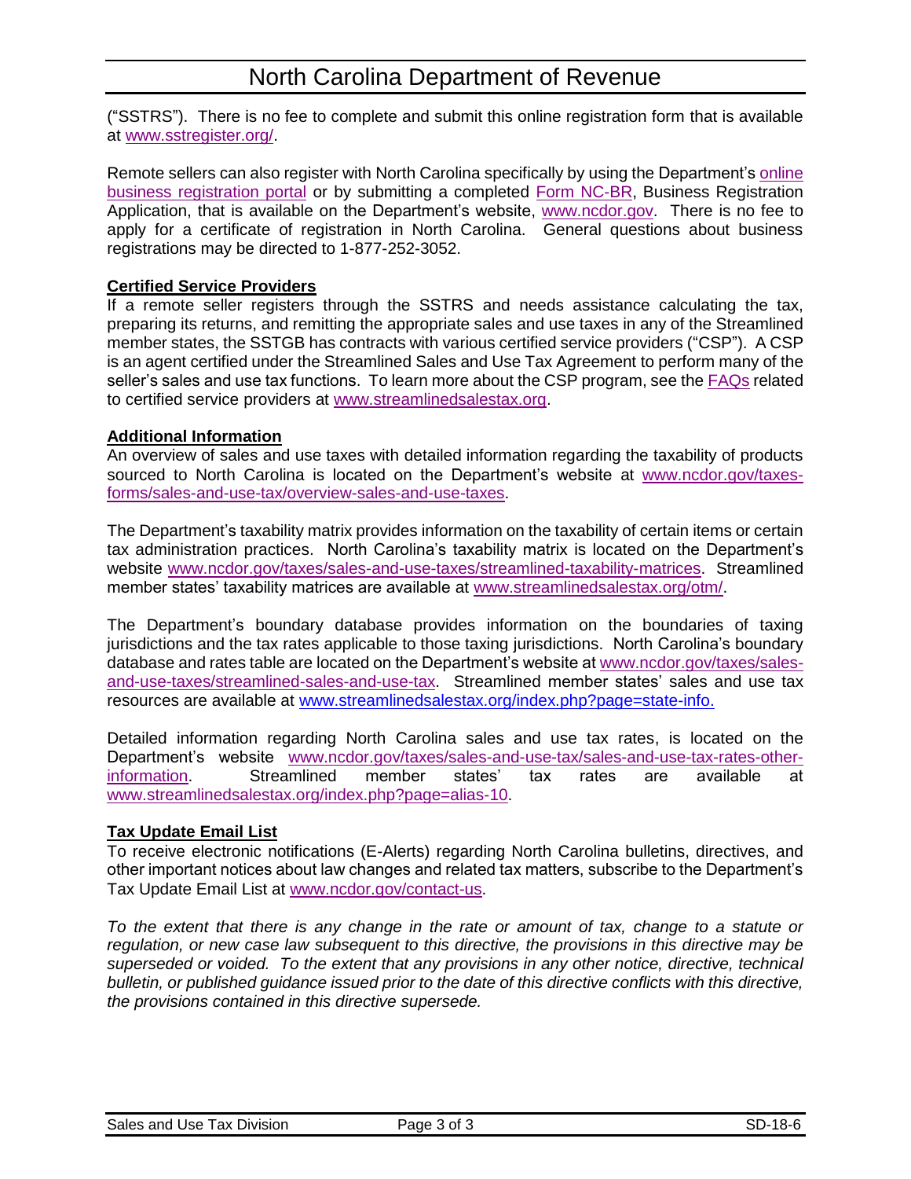("SSTRS"). There is no fee to complete and submit this online registration form that is available at www.sstregister.org/.

Remote sellers can also register with North Carolina specifically by using the Department's online business registration portal or by submitting a completed Form NC-BR, Business Registration Application, that is available on the Department's website, www.ncdor.gov. There is no fee to apply for a certificate of registration in North Carolina. General questions about business registrations may be directed to 1-877-252-3052.

**Certified Service Providers**

If a remote seller registers through the SSTRS and needs assistance calculating the tax, preparing its returns, and remitting the appropriate sales and use taxes in any of the Streamlined member states, the SSTGB has contracts with various certified service providers ("CSP"). A CSP is an agent certified under the Streamlined Sales and Use Tax Agreement to perform many of the seller's sales and use tax functions. To learn more about the CSP program, see the FAQs related to certified service providers at www.streamlinedsalestax.org.

**Additional Information**

An overview of sales and use taxes with detailed information regarding the taxability of products sourced to North Carolina is located on the Department's website at www.ncdor.gov/taxes-forms/sales-and-use-tax/overview-sales-and-use-taxes.

The Department's taxability matrix provides information on the taxability of certain items or certain tax administration practices. North Carolina's taxability matrix is located on the Department's website www.ncdor.gov/taxes/sales-and-use-taxes/streamlined-taxability-matrices. Streamlined member states' taxability matrices are available at www.streamlinedsalestax.org/otm/.

The Department's boundary database provides information on the boundaries of taxing jurisdictions and the tax rates applicable to those taxing jurisdictions. North Carolina's boundary database and rates table are located on the Department's website at www.ncdor.gov/taxes/sales-and-use-taxes/streamlined-sales-and-use-tax. Streamlined member states' sales and use tax resources are available at www.streamlinedsalestax.org/index.php?page=state-info.

Detailed information regarding North Carolina sales and use tax rates, is located on the Department's website www.ncdor.gov/taxes/sales-and-use-tax/sales-and-use-tax-rates-other-information. Streamlined member states' tax rates are available at www.streamlinedsalestax.org/index.php?page=alias-10.

**Tax Update Email List**

To receive electronic notifications (E-Alerts) regarding North Carolina bulletins, directives, and other important notices about law changes and related tax matters, subscribe to the Department's Tax Update Email List at www.ncdor.gov/contact-us.

*To the extent that there is any change in the rate or amount of tax, change to a statute or regulation, or new case law subsequent to this directive, the provisions in this directive may be superseded or voided. To the extent that any provisions in any other notice, directive, technical bulletin, or published guidance issued prior to the date of this directive conflicts with this directive, the provisions contained in this directive supersede.*